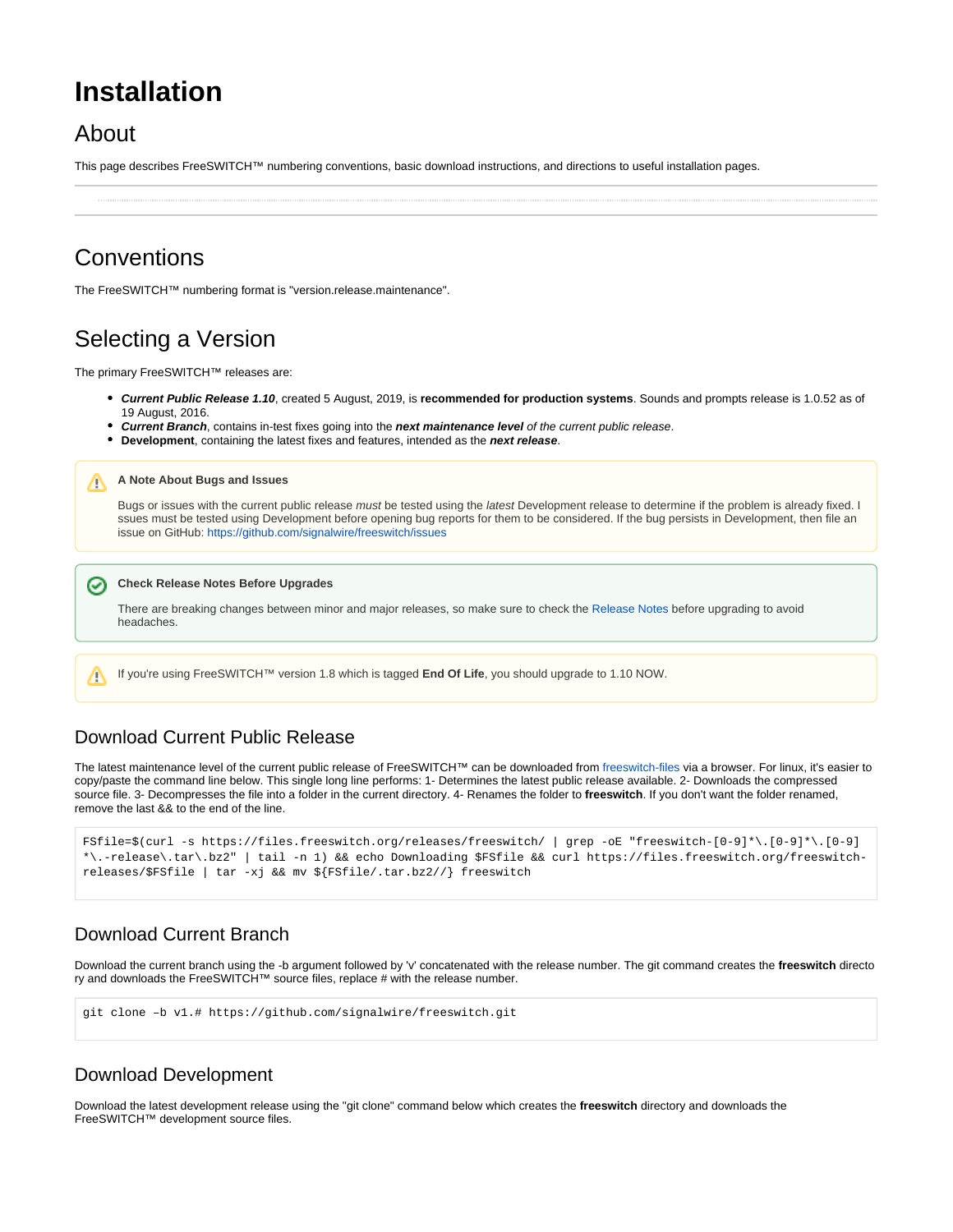# Installation

## About

This page describes FreeSWITCH™ numbering conventions, basic download instructions, and directions to useful installation pages.

---

## Conventions

The FreeSWITCH™ numbering format is "version.release.maintenance".

## Selecting a Version

The primary FreeSWITCH™ releases are:

- ***Current Public Release 1.10***, created 5 August, 2019, is **recommended for production systems**. Sounds and prompts release is 1.0.52 as of 19 August, 2016.
- ***Current Branch***, contains in-test fixes going into the ***next maintenance level*** *of the current public release*.
- **Development**, containing the latest fixes and features, intended as the ***next release***.

> **A Note About Bugs and Issues**
>
> Bugs or issues with the current public release *must* be tested using the *latest* Development release to determine if the problem is already fixed. Issues must be tested using Development before opening bug reports for them to be considered. If the bug persists in Development, then file an issue on GitHub: https://github.com/signalwire/freeswitch/issues

> **Check Release Notes Before Upgrades**
>
> There are breaking changes between minor and major releases, so make sure to check the Release Notes before upgrading to avoid headaches.

> If you're using FreeSWITCH™ version 1.8 which is tagged **End Of Life**, you should upgrade to 1.10 NOW.

### Download Current Public Release

The latest maintenance level of the current public release of FreeSWITCH™ can be downloaded from freeswitch-files via a browser. For linux, it's easier to copy/paste the command line below. This single long line performs: 1- Determines the latest public release available. 2- Downloads the compressed source file. 3- Decompresses the file into a folder in the current directory. 4- Renames the folder to **freeswitch**. If you don't want the folder renamed, remove the last && to the end of the line.

```
FSfile=$(curl -s https://files.freeswitch.org/releases/freeswitch/ | grep -oE "freeswitch-[0-9]*\.[0-9]*\.[0-9]*\.-release\.tar\.bz2" | tail -n 1) && echo Downloading $FSfile && curl https://files.freeswitch.org/freeswitch-releases/$FSfile | tar -xj && mv ${FSfile/.tar.bz2//} freeswitch
```

### Download Current Branch

Download the current branch using the -b argument followed by 'v' concatenated with the release number. The git command creates the **freeswitch** directory and downloads the FreeSWITCH™ source files, replace # with the release number.

```
git clone –b v1.# https://github.com/signalwire/freeswitch.git
```

### Download Development

Download the latest development release using the "git clone" command below which creates the **freeswitch** directory and downloads the FreeSWITCH™ development source files.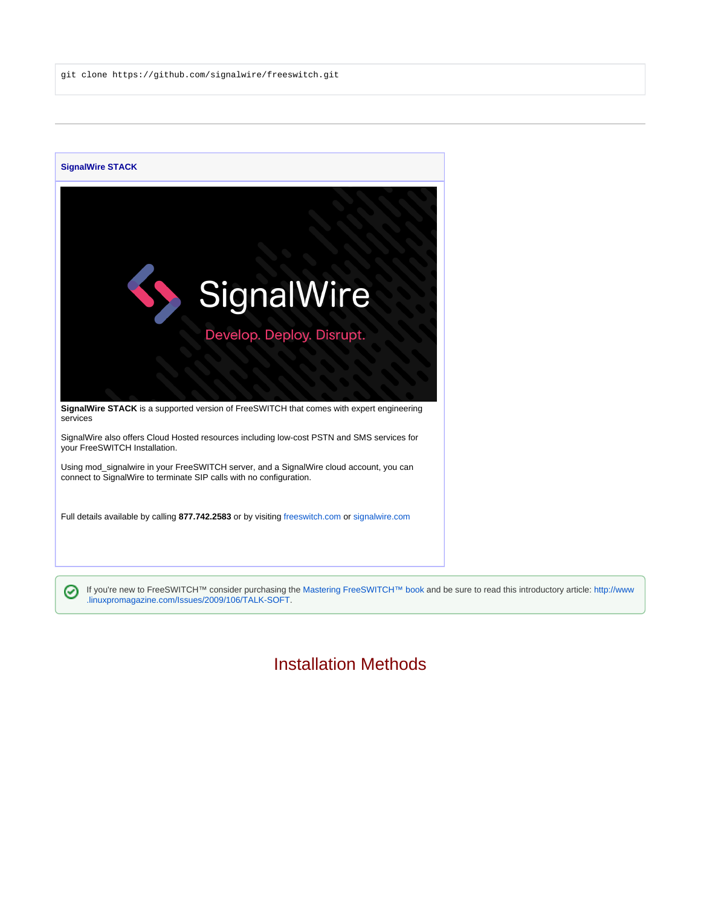```
git clone https://github.com/signalwire/freeswitch.git
```

---

**SignalWire STACK**

**SignalWire STACK** is a supported version of FreeSWITCH that comes with expert engineering services

SignalWire also offers Cloud Hosted resources including low-cost PSTN and SMS services for your FreeSWITCH Installation.

Using mod_signalwire in your FreeSWITCH server, and a SignalWire cloud account, you can connect to SignalWire to terminate SIP calls with no configuration.

Full details available by calling **877.742.2583** or by visiting freeswitch.com or signalwire.com

If you're new to FreeSWITCH™ consider purchasing the Mastering FreeSWITCH™ book and be sure to read this introductory article: http://www.linuxpromagazine.com/Issues/2009/106/TALK-SOFT.

# Installation Methods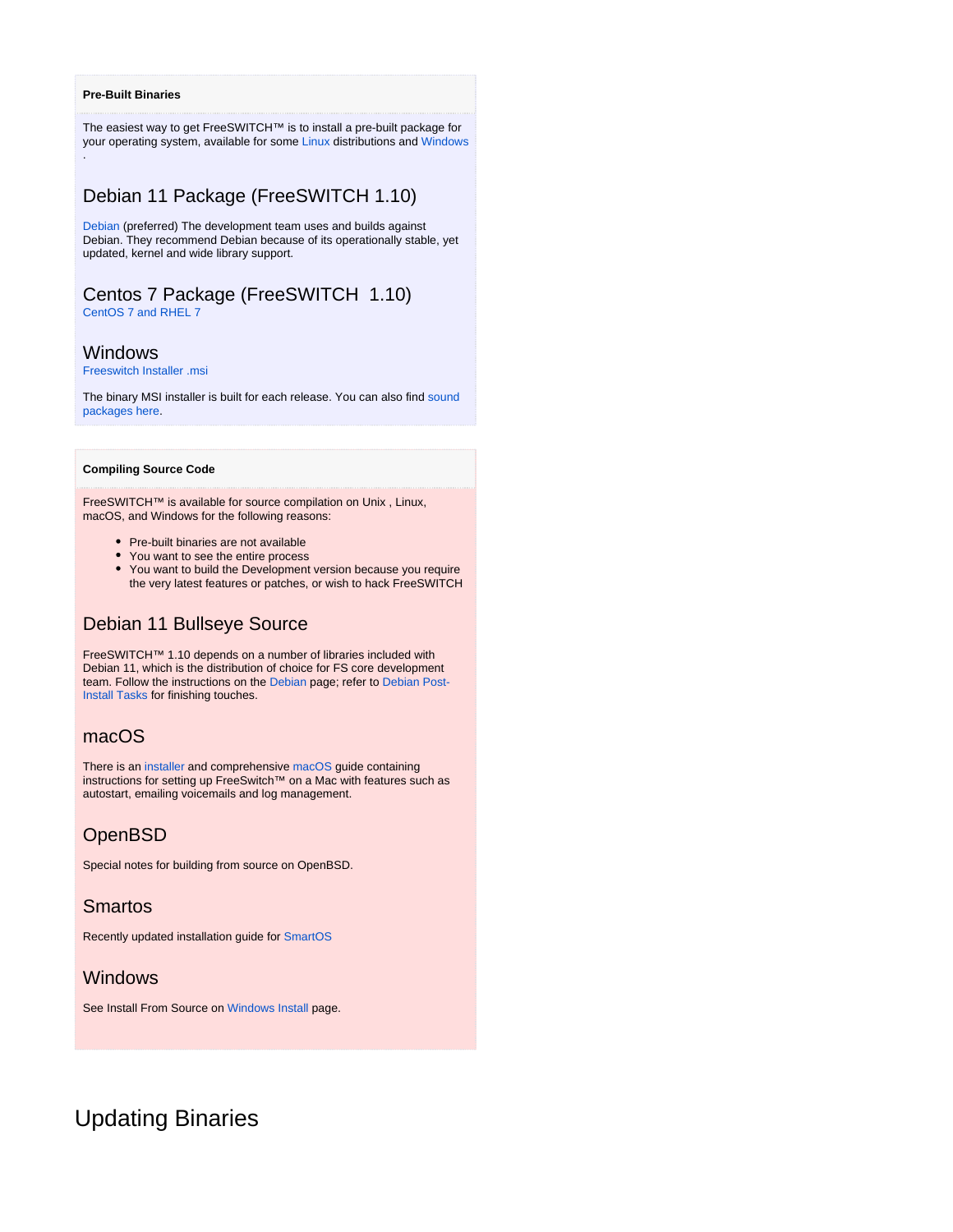**Pre-Built Binaries**

The easiest way to get FreeSWITCH™ is to install a pre-built package for your operating system, available for some Linux distributions and Windows .

## Debian 11 Package (FreeSWITCH 1.10)

Debian (preferred) The development team uses and builds against Debian. They recommend Debian because of its operationally stable, yet updated, kernel and wide library support.

## Centos 7 Package (FreeSWITCH 1.10)

CentOS 7 and RHEL 7

## Windows

Freeswitch Installer .msi

The binary MSI installer is built for each release. You can also find sound packages here.

**Compiling Source Code**

FreeSWITCH™ is available for source compilation on Unix , Linux, macOS, and Windows for the following reasons:

- Pre-built binaries are not available
- You want to see the entire process
- You want to build the Development version because you require the very latest features or patches, or wish to hack FreeSWITCH

## Debian 11 Bullseye Source

FreeSWITCH™ 1.10 depends on a number of libraries included with Debian 11, which is the distribution of choice for FS core development team. Follow the instructions on the Debian page; refer to Debian Post-Install Tasks for finishing touches.

## macOS

There is an installer and comprehensive macOS guide containing instructions for setting up FreeSwitch™ on a Mac with features such as autostart, emailing voicemails and log management.

## OpenBSD

Special notes for building from source on OpenBSD.

## Smartos

Recently updated installation guide for SmartOS

## Windows

See Install From Source on Windows Install page.

# Updating Binaries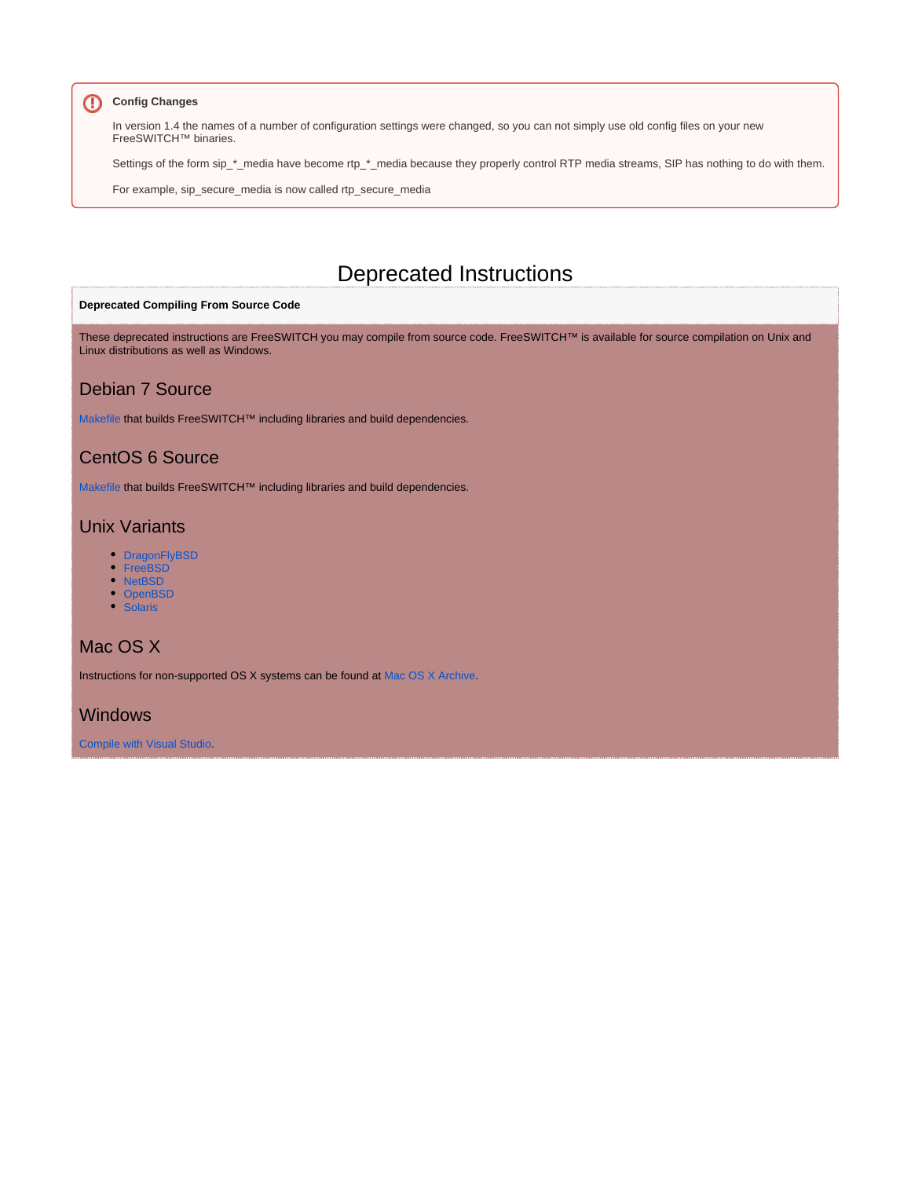> **Config Changes**
>
> In version 1.4 the names of a number of configuration settings were changed, so you can not simply use old config files on your new FreeSWITCH™ binaries.
>
> Settings of the form sip_*_media have become rtp_*_media because they properly control RTP media streams, SIP has nothing to do with them.
>
> For example, sip_secure_media is now called rtp_secure_media

# Deprecated Instructions

**Deprecated Compiling From Source Code**

These deprecated instructions are FreeSWITCH you may compile from source code. FreeSWITCH™ is available for source compilation on Unix and Linux distributions as well as Windows.

## Debian 7 Source

Makefile that builds FreeSWITCH™ including libraries and build dependencies.

## CentOS 6 Source

Makefile that builds FreeSWITCH™ including libraries and build dependencies.

## Unix Variants

- DragonFlyBSD
- FreeBSD
- NetBSD
- OpenBSD
- Solaris

## Mac OS X

Instructions for non-supported OS X systems can be found at Mac OS X Archive.

## Windows

Compile with Visual Studio.